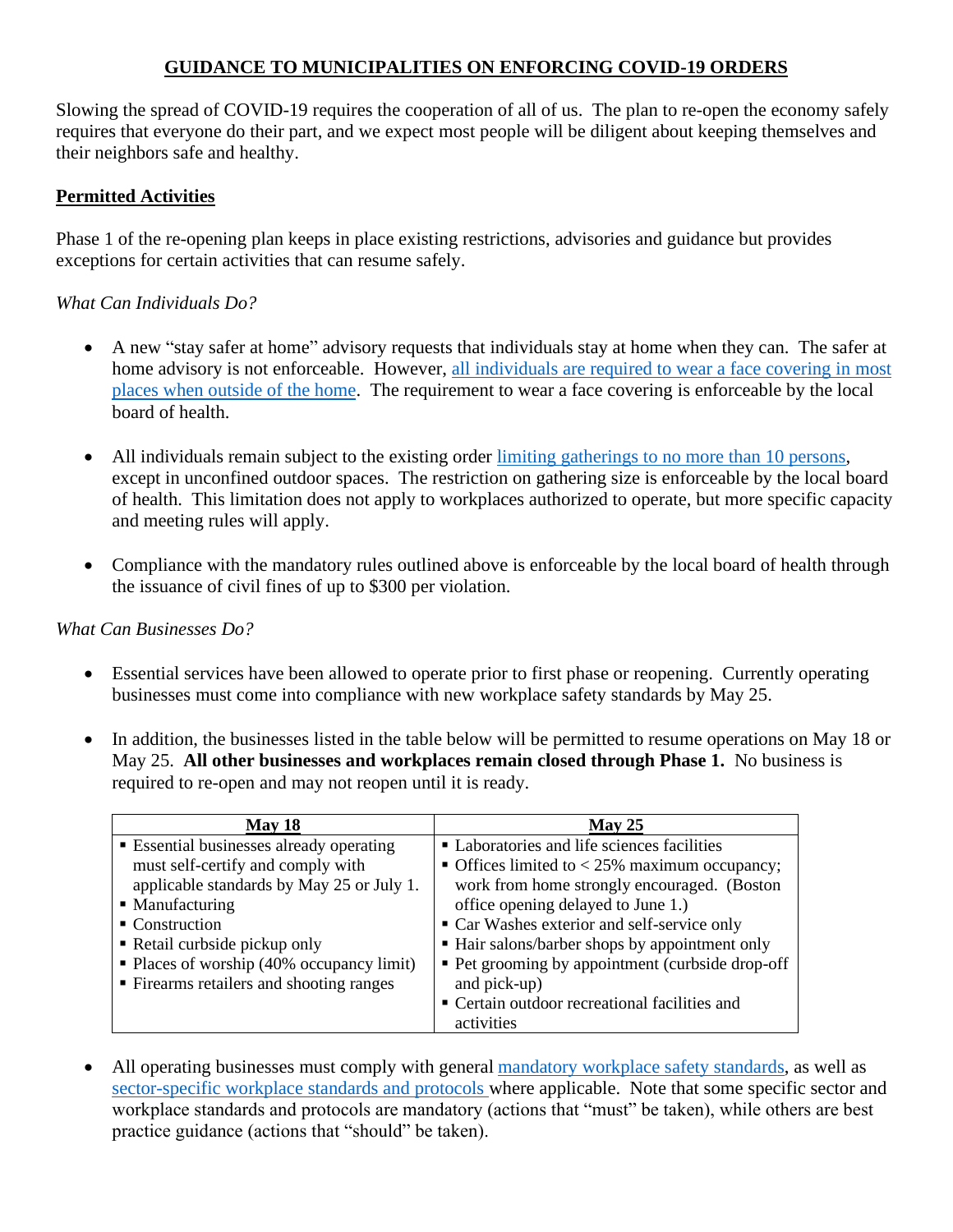# GUIDANCE TO MUNICIPALITIES ON ENFORCING COVID-19 ORDERS

Slowing the spread of COVID-19 requires the cooperation of all of us. The plan to re-open the economy safely requires that everyone do their part, and we expect most people will be diligent about keeping themselves and their neighbors safe and healthy.

## Permitted Activities

Phase 1 of the re-opening plan keeps in place existing restrictions, advisories and guidance but provides exceptions for certain activities that can resume safely.

### *What Can Individuals Do?*

- A new "stay safer at home" advisory requests that individuals stay at home when they can. The safer at home advisory is not enforceable. However, all individuals are required to wear a face covering in most places when outside of the home. The requirement to wear a face covering is enforceable by the local board of health.

- All individuals remain subject to the existing order limiting gatherings to no more than 10 persons, except in unconfined outdoor spaces. The restriction on gathering size is enforceable by the local board of health. This limitation does not apply to workplaces authorized to operate, but more specific capacity and meeting rules will apply.

- Compliance with the mandatory rules outlined above is enforceable by the local board of health through the issuance of civil fines of up to $300 per violation.

### *What Can Businesses Do?*

- Essential services have been allowed to operate prior to first phase or reopening. Currently operating businesses must come into compliance with new workplace safety standards by May 25.

- In addition, the businesses listed in the table below will be permitted to resume operations on May 18 or May 25. **All other businesses and workplaces remain closed through Phase 1.** No business is required to re-open and may not reopen until it is ready.

| May 18 | May 25 |
|---|---|
| ▪ Essential businesses already operating must self-certify and comply with applicable standards by May 25 or July 1.<br>▪ Manufacturing<br>▪ Construction<br>▪ Retail curbside pickup only<br>▪ Places of worship (40% occupancy limit)<br>▪ Firearms retailers and shooting ranges | ▪ Laboratories and life sciences facilities<br>▪ Offices limited to < 25% maximum occupancy; work from home strongly encouraged. (Boston office opening delayed to June 1.)<br>▪ Car Washes exterior and self-service only<br>▪ Hair salons/barber shops by appointment only<br>▪ Pet grooming by appointment (curbside drop-off and pick-up)<br>▪ Certain outdoor recreational facilities and activities |

- All operating businesses must comply with general mandatory workplace safety standards, as well as sector-specific workplace standards and protocols where applicable. Note that some specific sector and workplace standards and protocols are mandatory (actions that "must" be taken), while others are best practice guidance (actions that "should" be taken).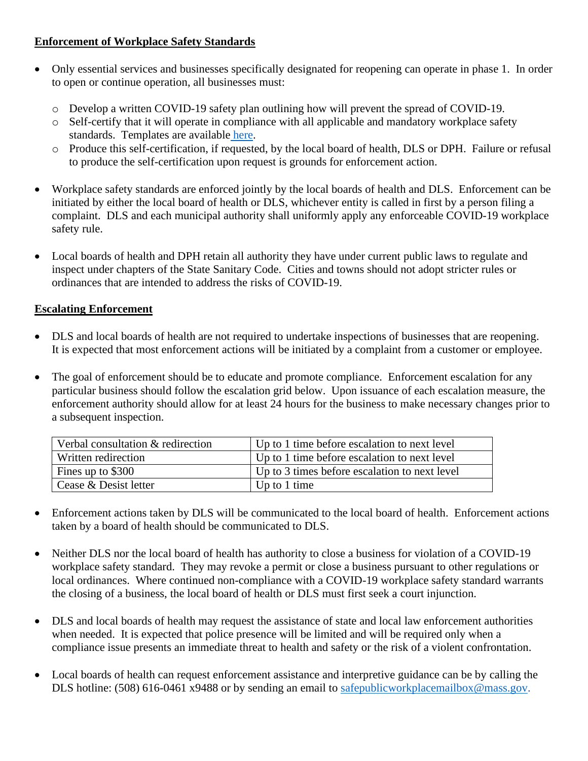**Enforcement of Workplace Safety Standards**

- Only essential services and businesses specifically designated for reopening can operate in phase 1. In order to open or continue operation, all businesses must:
  - Develop a written COVID-19 safety plan outlining how will prevent the spread of COVID-19.
  - Self-certify that it will operate in compliance with all applicable and mandatory workplace safety standards. Templates are available here.
  - Produce this self-certification, if requested, by the local board of health, DLS or DPH. Failure or refusal to produce the self-certification upon request is grounds for enforcement action.

- Workplace safety standards are enforced jointly by the local boards of health and DLS. Enforcement can be initiated by either the local board of health or DLS, whichever entity is called in first by a person filing a complaint. DLS and each municipal authority shall uniformly apply any enforceable COVID-19 workplace safety rule.

- Local boards of health and DPH retain all authority they have under current public laws to regulate and inspect under chapters of the State Sanitary Code. Cities and towns should not adopt stricter rules or ordinances that are intended to address the risks of COVID-19.

**Escalating Enforcement**

- DLS and local boards of health are not required to undertake inspections of businesses that are reopening. It is expected that most enforcement actions will be initiated by a complaint from a customer or employee.

- The goal of enforcement should be to educate and promote compliance. Enforcement escalation for any particular business should follow the escalation grid below. Upon issuance of each escalation measure, the enforcement authority should allow for at least 24 hours for the business to make necessary changes prior to a subsequent inspection.

| | |
|---|---|
| Verbal consultation & redirection | Up to 1 time before escalation to next level |
| Written redirection | Up to 1 time before escalation to next level |
| Fines up to $300 | Up to 3 times before escalation to next level |
| Cease & Desist letter | Up to 1 time |

- Enforcement actions taken by DLS will be communicated to the local board of health. Enforcement actions taken by a board of health should be communicated to DLS.

- Neither DLS nor the local board of health has authority to close a business for violation of a COVID-19 workplace safety standard. They may revoke a permit or close a business pursuant to other regulations or local ordinances. Where continued non-compliance with a COVID-19 workplace safety standard warrants the closing of a business, the local board of health or DLS must first seek a court injunction.

- DLS and local boards of health may request the assistance of state and local law enforcement authorities when needed. It is expected that police presence will be limited and will be required only when a compliance issue presents an immediate threat to health and safety or the risk of a violent confrontation.

- Local boards of health can request enforcement assistance and interpretive guidance can be by calling the DLS hotline: (508) 616-0461 x9488 or by sending an email to safepublicworkplacemailbox@mass.gov.